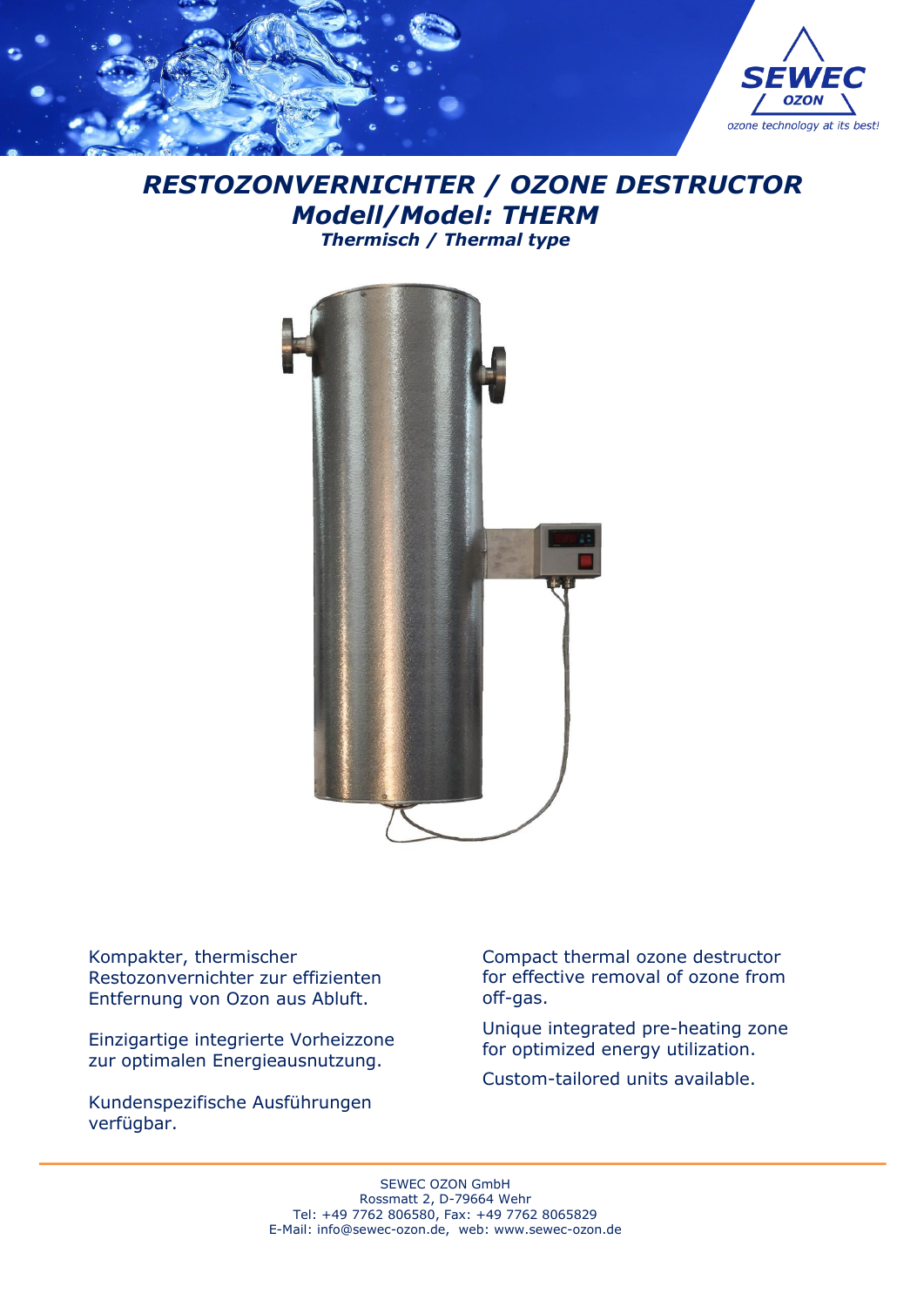# *RESTOZONVERNICHTER / OZONE DESTRUCTOR*

## *Modell/Model: THERM*

### *Thermisch / Thermal type*

Kompakter, thermischer Restozonvernichter zur effizienten Entfernung von Ozon aus Abluft.

Einzigartige integrierte Vorheizzone zur optimalen Energieausnutzung.

Kundenspezifische Ausführungen verfügbar.

Compact thermal ozone destructor for effective removal of ozone from off-gas.

Unique integrated pre-heating zone for optimized energy utilization.

Custom-tailored units available.

SEWEC OZON GmbH
Rossmatt 2, D-79664 Wehr
Tel: +49 7762 806580, Fax: +49 7762 8065829
E-Mail: info@sewec-ozon.de, web: www.sewec-ozon.de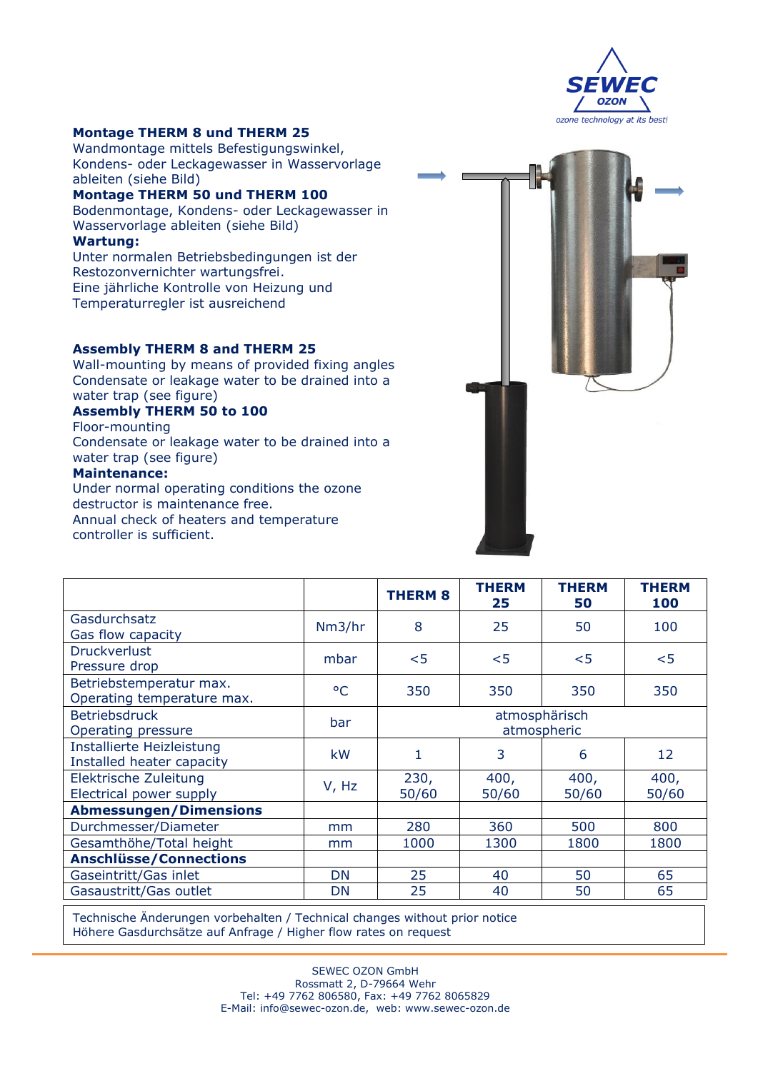SEWEC OZON

*ozone technology at its best!*

**Montage THERM 8 und THERM 25**
Wandmontage mittels Befestigungswinkel, Kondens- oder Leckagewasser in Wasservorlage ableiten (siehe Bild)
**Montage THERM 50 und THERM 100**
Bodenmontage, Kondens- oder Leckagewasser in Wasservorlage ableiten (siehe Bild)
**Wartung:**
Unter normalen Betriebsbedingungen ist der Restozonvernichter wartungsfrei.
Eine jährliche Kontrolle von Heizung und Temperaturregler ist ausreichend

**Assembly THERM 8 and THERM 25**
Wall-mounting by means of provided fixing angles
Condensate or leakage water to be drained into a water trap (see figure)
**Assembly THERM 50 to 100**
Floor-mounting
Condensate or leakage water to be drained into a water trap (see figure)
**Maintenance:**
Under normal operating conditions the ozone destructor is maintenance free.
Annual check of heaters and temperature controller is sufficient.

| | | THERM 8 | THERM 25 | THERM 50 | THERM 100 |
|---|---|---|---|---|---|
| Gasdurchsatz<br>Gas flow capacity | Nm3/hr | 8 | 25 | 50 | 100 |
| Druckverlust<br>Pressure drop | mbar | <5 | <5 | <5 | <5 |
| Betriebstemperatur max.<br>Operating temperature max. | °C | 350 | 350 | 350 | 350 |
| Betriebsdruck<br>Operating pressure | bar | atmosphärisch<br>atmospheric | | | |
| Installierte Heizleistung<br>Installed heater capacity | kW | 1 | 3 | 6 | 12 |
| Elektrische Zuleitung<br>Electrical power supply | V, Hz | 230, 50/60 | 400, 50/60 | 400, 50/60 | 400, 50/60 |
| **Abmessungen/Dimensions** | | | | | |
| Durchmesser/Diameter | mm | 280 | 360 | 500 | 800 |
| Gesamthöhe/Total height | mm | 1000 | 1300 | 1800 | 1800 |
| **Anschlüsse/Connections** | | | | | |
| Gaseintritt/Gas inlet | DN | 25 | 40 | 50 | 65 |
| Gasaustritt/Gas outlet | DN | 25 | 40 | 50 | 65 |

Technische Änderungen vorbehalten / Technical changes without prior notice
Höhere Gasdurchsätze auf Anfrage / Higher flow rates on request

SEWEC OZON GmbH
Rossmatt 2, D-79664 Wehr
Tel: +49 7762 806580, Fax: +49 7762 8065829
E-Mail: info@sewec-ozon.de, web: www.sewec-ozon.de